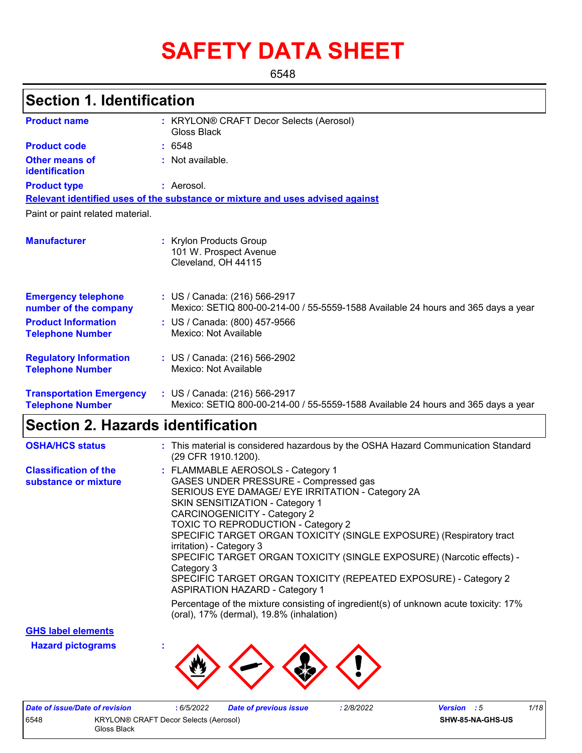# SAFETY DATA SHEET

6548

## Section 1. Identification

| | | |
|---|---|---|
| **Product name** | : | KRYLON® CRAFT Decor Selects (Aerosol) Gloss Black |
| **Product code** | : | 6548 |
| **Other means of identification** | : | Not available. |
| **Product type** | : | Aerosol. |

**Relevant identified uses of the substance or mixture and uses advised against**

Paint or paint related material.

| | | |
|---|---|---|
| **Manufacturer** | : | Krylon Products Group<br>101 W. Prospect Avenue<br>Cleveland, OH 44115 |
| **Emergency telephone number of the company** | : | US / Canada: (216) 566-2917<br>Mexico: SETIQ 800-00-214-00 / 55-5559-1588 Available 24 hours and 365 days a year |
| **Product Information Telephone Number** | : | US / Canada: (800) 457-9566<br>Mexico: Not Available |
| **Regulatory Information Telephone Number** | : | US / Canada: (216) 566-2902<br>Mexico: Not Available |
| **Transportation Emergency Telephone Number** | : | US / Canada: (216) 566-2917<br>Mexico: SETIQ 800-00-214-00 / 55-5559-1588 Available 24 hours and 365 days a year |

## Section 2. Hazards identification

| | | |
|---|---|---|
| **OSHA/HCS status** | : | This material is considered hazardous by the OSHA Hazard Communication Standard (29 CFR 1910.1200). |
| **Classification of the substance or mixture** | : | FLAMMABLE AEROSOLS - Category 1<br>GASES UNDER PRESSURE - Compressed gas<br>SERIOUS EYE DAMAGE/ EYE IRRITATION - Category 2A<br>SKIN SENSITIZATION - Category 1<br>CARCINOGENICITY - Category 2<br>TOXIC TO REPRODUCTION - Category 2<br>SPECIFIC TARGET ORGAN TOXICITY (SINGLE EXPOSURE) (Respiratory tract irritation) - Category 3<br>SPECIFIC TARGET ORGAN TOXICITY (SINGLE EXPOSURE) (Narcotic effects) - Category 3<br>SPECIFIC TARGET ORGAN TOXICITY (REPEATED EXPOSURE) - Category 2<br>ASPIRATION HAZARD - Category 1<br><br>Percentage of the mixture consisting of ingredient(s) of unknown acute toxicity: 17% (oral), 17% (dermal), 19.8% (inhalation) |

**GHS label elements**

**Hazard pictograms** :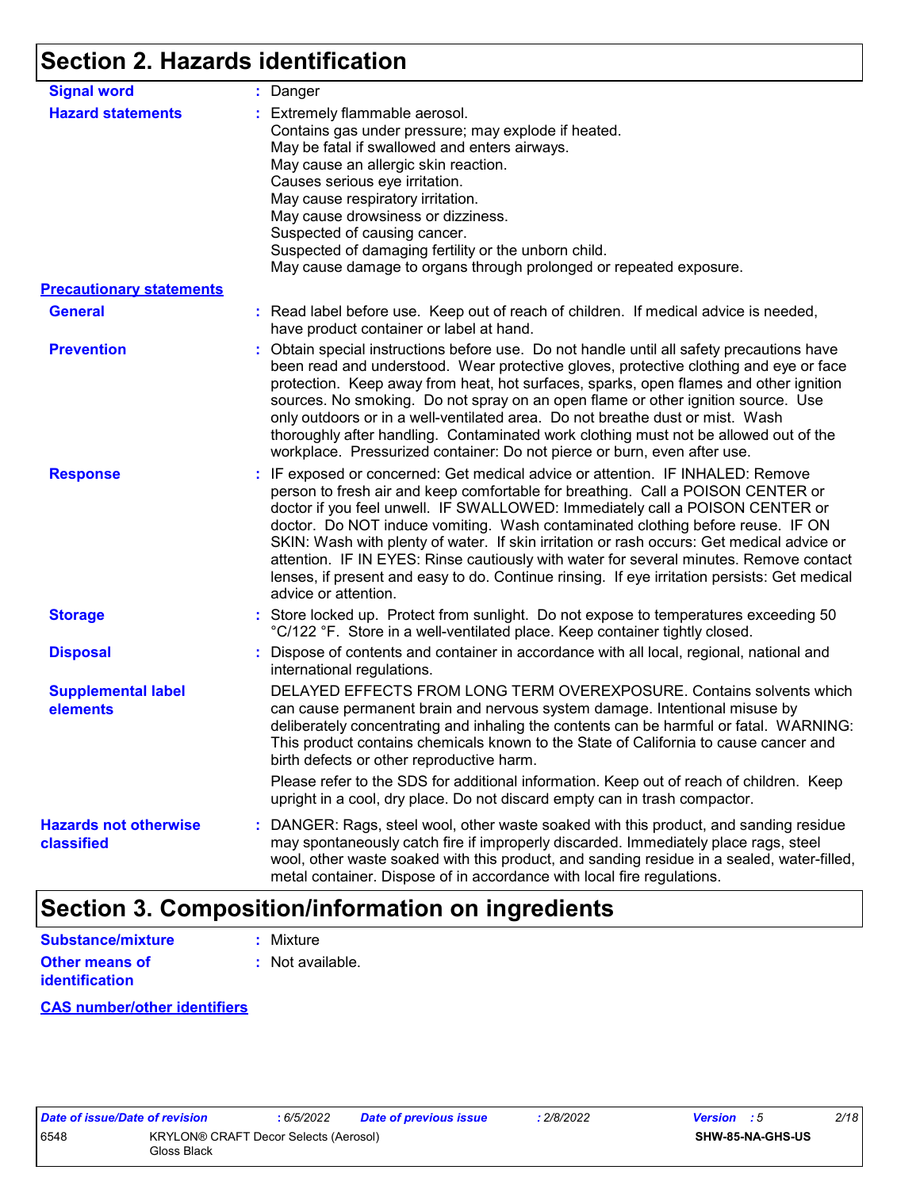## Section 2. Hazards identification

**Signal word** : Danger

**Hazard statements** : Extremely flammable aerosol.
Contains gas under pressure; may explode if heated.
May be fatal if swallowed and enters airways.
May cause an allergic skin reaction.
Causes serious eye irritation.
May cause respiratory irritation.
May cause drowsiness or dizziness.
Suspected of causing cancer.
Suspected of damaging fertility or the unborn child.
May cause damage to organs through prolonged or repeated exposure.

**Precautionary statements**

**General** : Read label before use. Keep out of reach of children. If medical advice is needed, have product container or label at hand.

**Prevention** : Obtain special instructions before use. Do not handle until all safety precautions have been read and understood. Wear protective gloves, protective clothing and eye or face protection. Keep away from heat, hot surfaces, sparks, open flames and other ignition sources. No smoking. Do not spray on an open flame or other ignition source. Use only outdoors or in a well-ventilated area. Do not breathe dust or mist. Wash thoroughly after handling. Contaminated work clothing must not be allowed out of the workplace. Pressurized container: Do not pierce or burn, even after use.

**Response** : IF exposed or concerned: Get medical advice or attention. IF INHALED: Remove person to fresh air and keep comfortable for breathing. Call a POISON CENTER or doctor if you feel unwell. IF SWALLOWED: Immediately call a POISON CENTER or doctor. Do NOT induce vomiting. Wash contaminated clothing before reuse. IF ON SKIN: Wash with plenty of water. If skin irritation or rash occurs: Get medical advice or attention. IF IN EYES: Rinse cautiously with water for several minutes. Remove contact lenses, if present and easy to do. Continue rinsing. If eye irritation persists: Get medical advice or attention.

**Storage** : Store locked up. Protect from sunlight. Do not expose to temperatures exceeding 50 °C/122 °F. Store in a well-ventilated place. Keep container tightly closed.

**Disposal** : Dispose of contents and container in accordance with all local, regional, national and international regulations.

**Supplemental label elements** DELAYED EFFECTS FROM LONG TERM OVEREXPOSURE. Contains solvents which can cause permanent brain and nervous system damage. Intentional misuse by deliberately concentrating and inhaling the contents can be harmful or fatal. WARNING: This product contains chemicals known to the State of California to cause cancer and birth defects or other reproductive harm.

Please refer to the SDS for additional information. Keep out of reach of children. Keep upright in a cool, dry place. Do not discard empty can in trash compactor.

**Hazards not otherwise classified** : DANGER: Rags, steel wool, other waste soaked with this product, and sanding residue may spontaneously catch fire if improperly discarded. Immediately place rags, steel wool, other waste soaked with this product, and sanding residue in a sealed, water-filled, metal container. Dispose of in accordance with local fire regulations.

## Section 3. Composition/information on ingredients

**Substance/mixture** : Mixture

**Other means of identification** : Not available.

**CAS number/other identifiers**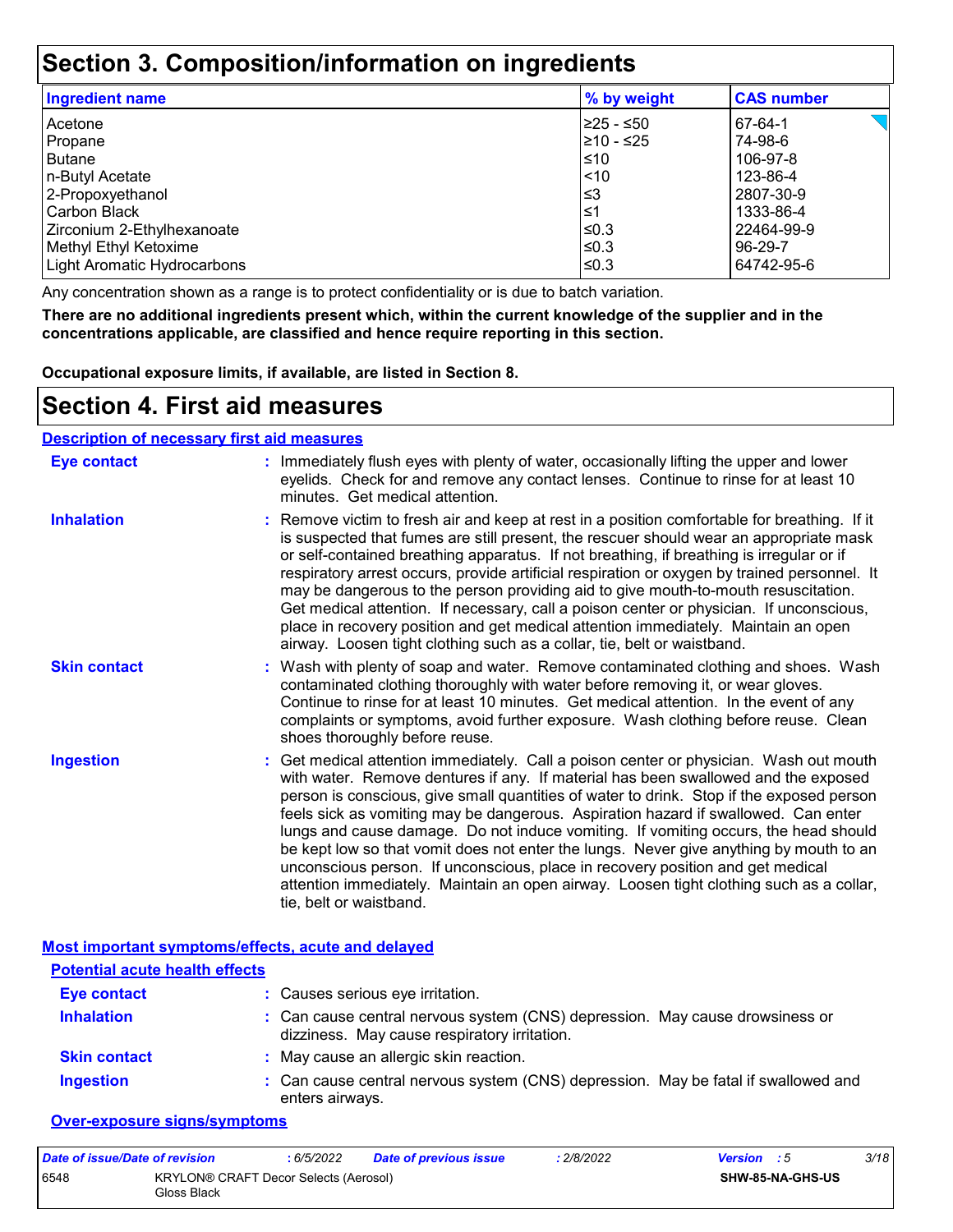# Section 3. Composition/information on ingredients

| Ingredient name | % by weight | CAS number |
| --- | --- | --- |
| Acetone | ≥25 - ≤50 | 67-64-1 |
| Propane | ≥10 - ≤25 | 74-98-6 |
| Butane | ≤10 | 106-97-8 |
| n-Butyl Acetate | <10 | 123-86-4 |
| 2-Propoxyethanol | ≤3 | 2807-30-9 |
| Carbon Black | ≤1 | 1333-86-4 |
| Zirconium 2-Ethylhexanoate | ≤0.3 | 22464-99-9 |
| Methyl Ethyl Ketoxime | ≤0.3 | 96-29-7 |
| Light Aromatic Hydrocarbons | ≤0.3 | 64742-95-6 |

Any concentration shown as a range is to protect confidentiality or is due to batch variation.

**There are no additional ingredients present which, within the current knowledge of the supplier and in the concentrations applicable, are classified and hence require reporting in this section.**

**Occupational exposure limits, if available, are listed in Section 8.**

# Section 4. First aid measures

## Description of necessary first aid measures

**Eye contact** : Immediately flush eyes with plenty of water, occasionally lifting the upper and lower eyelids. Check for and remove any contact lenses. Continue to rinse for at least 10 minutes. Get medical attention.

**Inhalation** : Remove victim to fresh air and keep at rest in a position comfortable for breathing. If it is suspected that fumes are still present, the rescuer should wear an appropriate mask or self-contained breathing apparatus. If not breathing, if breathing is irregular or if respiratory arrest occurs, provide artificial respiration or oxygen by trained personnel. It may be dangerous to the person providing aid to give mouth-to-mouth resuscitation. Get medical attention. If necessary, call a poison center or physician. If unconscious, place in recovery position and get medical attention immediately. Maintain an open airway. Loosen tight clothing such as a collar, tie, belt or waistband.

**Skin contact** : Wash with plenty of soap and water. Remove contaminated clothing and shoes. Wash contaminated clothing thoroughly with water before removing it, or wear gloves. Continue to rinse for at least 10 minutes. Get medical attention. In the event of any complaints or symptoms, avoid further exposure. Wash clothing before reuse. Clean shoes thoroughly before reuse.

**Ingestion** : Get medical attention immediately. Call a poison center or physician. Wash out mouth with water. Remove dentures if any. If material has been swallowed and the exposed person is conscious, give small quantities of water to drink. Stop if the exposed person feels sick as vomiting may be dangerous. Aspiration hazard if swallowed. Can enter lungs and cause damage. Do not induce vomiting. If vomiting occurs, the head should be kept low so that vomit does not enter the lungs. Never give anything by mouth to an unconscious person. If unconscious, place in recovery position and get medical attention immediately. Maintain an open airway. Loosen tight clothing such as a collar, tie, belt or waistband.

## Most important symptoms/effects, acute and delayed

### Potential acute health effects

**Eye contact** : Causes serious eye irritation.

**Inhalation** : Can cause central nervous system (CNS) depression. May cause drowsiness or dizziness. May cause respiratory irritation.

**Skin contact** : May cause an allergic skin reaction.

**Ingestion** : Can cause central nervous system (CNS) depression. May be fatal if swallowed and enters airways.

### Over-exposure signs/symptoms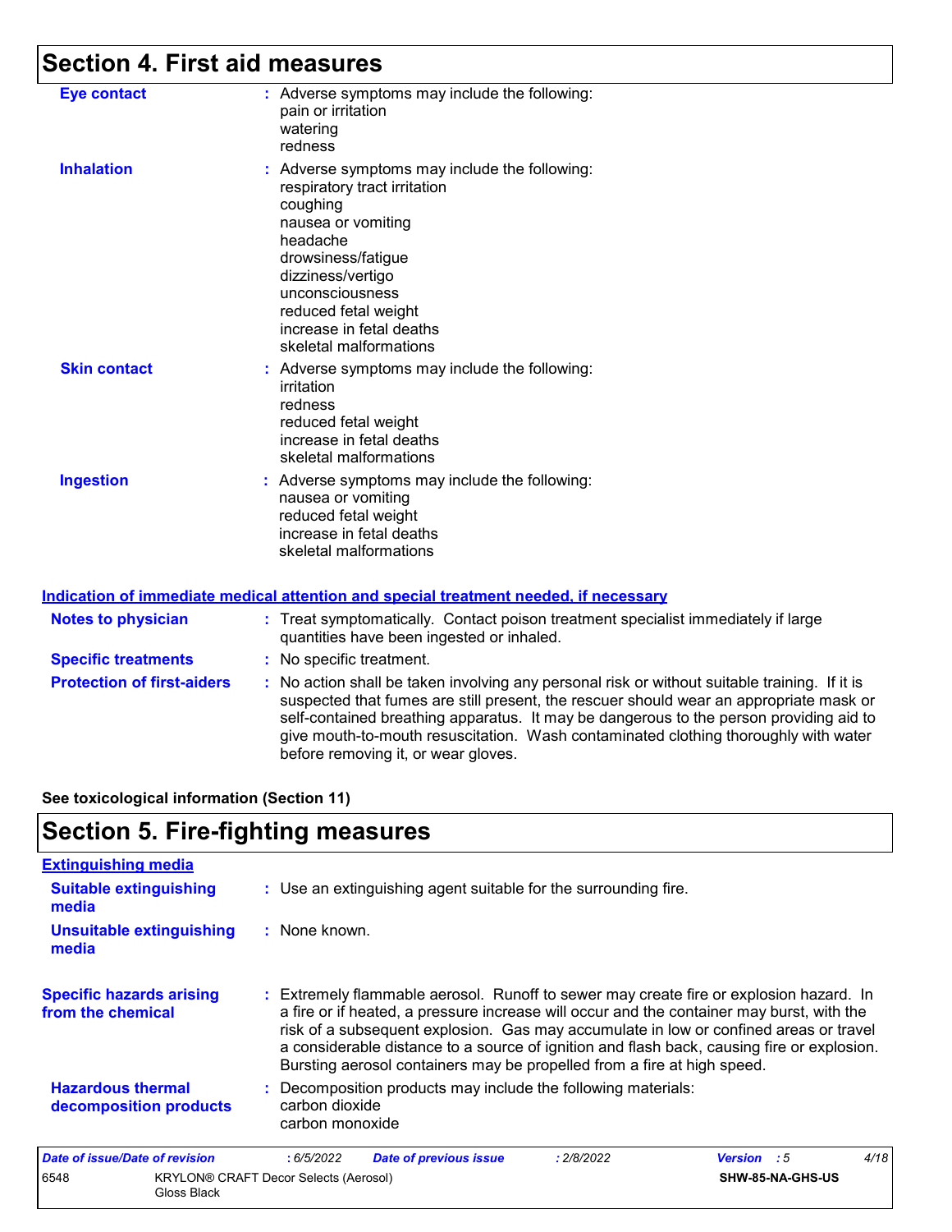## Section 4. First aid measures

**Eye contact** : Adverse symptoms may include the following:
pain or irritation
watering
redness

**Inhalation** : Adverse symptoms may include the following:
respiratory tract irritation
coughing
nausea or vomiting
headache
drowsiness/fatigue
dizziness/vertigo
unconsciousness
reduced fetal weight
increase in fetal deaths
skeletal malformations

**Skin contact** : Adverse symptoms may include the following:
irritation
redness
reduced fetal weight
increase in fetal deaths
skeletal malformations

**Ingestion** : Adverse symptoms may include the following:
nausea or vomiting
reduced fetal weight
increase in fetal deaths
skeletal malformations

### Indication of immediate medical attention and special treatment needed, if necessary

**Notes to physician** : Treat symptomatically. Contact poison treatment specialist immediately if large quantities have been ingested or inhaled.

**Specific treatments** : No specific treatment.

**Protection of first-aiders** : No action shall be taken involving any personal risk or without suitable training. If it is suspected that fumes are still present, the rescuer should wear an appropriate mask or self-contained breathing apparatus. It may be dangerous to the person providing aid to give mouth-to-mouth resuscitation. Wash contaminated clothing thoroughly with water before removing it, or wear gloves.

**See toxicological information (Section 11)**

## Section 5. Fire-fighting measures

### Extinguishing media

**Suitable extinguishing media** : Use an extinguishing agent suitable for the surrounding fire.

**Unsuitable extinguishing media** : None known.

**Specific hazards arising from the chemical** : Extremely flammable aerosol. Runoff to sewer may create fire or explosion hazard. In a fire or if heated, a pressure increase will occur and the container may burst, with the risk of a subsequent explosion. Gas may accumulate in low or confined areas or travel a considerable distance to a source of ignition and flash back, causing fire or explosion. Bursting aerosol containers may be propelled from a fire at high speed.

**Hazardous thermal decomposition products** : Decomposition products may include the following materials:
carbon dioxide
carbon monoxide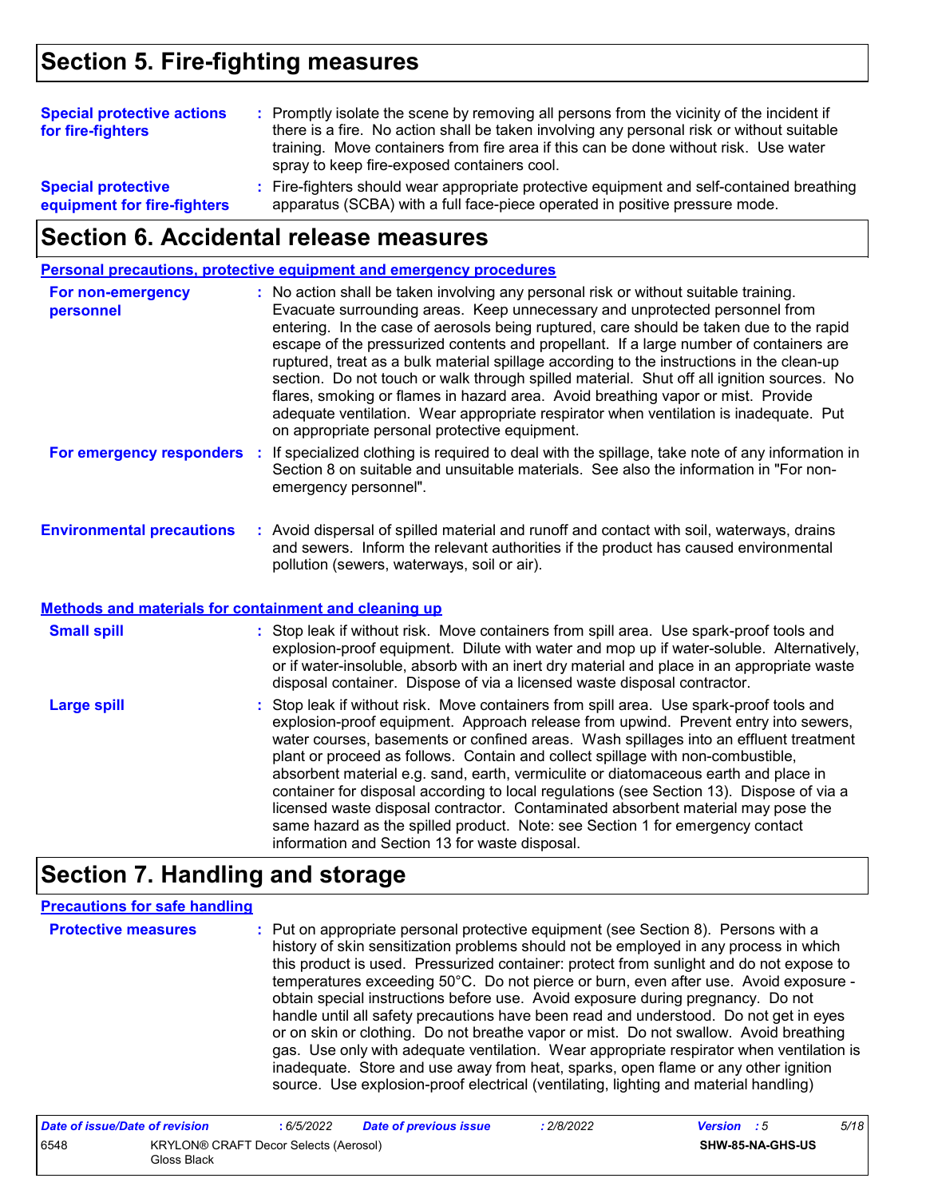## Section 5. Fire-fighting measures

**Special protective actions for fire-fighters** : Promptly isolate the scene by removing all persons from the vicinity of the incident if there is a fire. No action shall be taken involving any personal risk or without suitable training. Move containers from fire area if this can be done without risk. Use water spray to keep fire-exposed containers cool.

**Special protective equipment for fire-fighters** : Fire-fighters should wear appropriate protective equipment and self-contained breathing apparatus (SCBA) with a full face-piece operated in positive pressure mode.

## Section 6. Accidental release measures

**Personal precautions, protective equipment and emergency procedures**

**For non-emergency personnel** : No action shall be taken involving any personal risk or without suitable training. Evacuate surrounding areas. Keep unnecessary and unprotected personnel from entering. In the case of aerosols being ruptured, care should be taken due to the rapid escape of the pressurized contents and propellant. If a large number of containers are ruptured, treat as a bulk material spillage according to the instructions in the clean-up section. Do not touch or walk through spilled material. Shut off all ignition sources. No flares, smoking or flames in hazard area. Avoid breathing vapor or mist. Provide adequate ventilation. Wear appropriate respirator when ventilation is inadequate. Put on appropriate personal protective equipment.

**For emergency responders** : If specialized clothing is required to deal with the spillage, take note of any information in Section 8 on suitable and unsuitable materials. See also the information in "For non-emergency personnel".

**Environmental precautions** : Avoid dispersal of spilled material and runoff and contact with soil, waterways, drains and sewers. Inform the relevant authorities if the product has caused environmental pollution (sewers, waterways, soil or air).

**Methods and materials for containment and cleaning up**

**Small spill** : Stop leak if without risk. Move containers from spill area. Use spark-proof tools and explosion-proof equipment. Dilute with water and mop up if water-soluble. Alternatively, or if water-insoluble, absorb with an inert dry material and place in an appropriate waste disposal container. Dispose of via a licensed waste disposal contractor.

**Large spill** : Stop leak if without risk. Move containers from spill area. Use spark-proof tools and explosion-proof equipment. Approach release from upwind. Prevent entry into sewers, water courses, basements or confined areas. Wash spillages into an effluent treatment plant or proceed as follows. Contain and collect spillage with non-combustible, absorbent material e.g. sand, earth, vermiculite or diatomaceous earth and place in container for disposal according to local regulations (see Section 13). Dispose of via a licensed waste disposal contractor. Contaminated absorbent material may pose the same hazard as the spilled product. Note: see Section 1 for emergency contact information and Section 13 for waste disposal.

## Section 7. Handling and storage

**Precautions for safe handling**

**Protective measures** : Put on appropriate personal protective equipment (see Section 8). Persons with a history of skin sensitization problems should not be employed in any process in which this product is used. Pressurized container: protect from sunlight and do not expose to temperatures exceeding 50°C. Do not pierce or burn, even after use. Avoid exposure - obtain special instructions before use. Avoid exposure during pregnancy. Do not handle until all safety precautions have been read and understood. Do not get in eyes or on skin or clothing. Do not breathe vapor or mist. Do not swallow. Avoid breathing gas. Use only with adequate ventilation. Wear appropriate respirator when ventilation is inadequate. Store and use away from heat, sparks, open flame or any other ignition source. Use explosion-proof electrical (ventilating, lighting and material handling)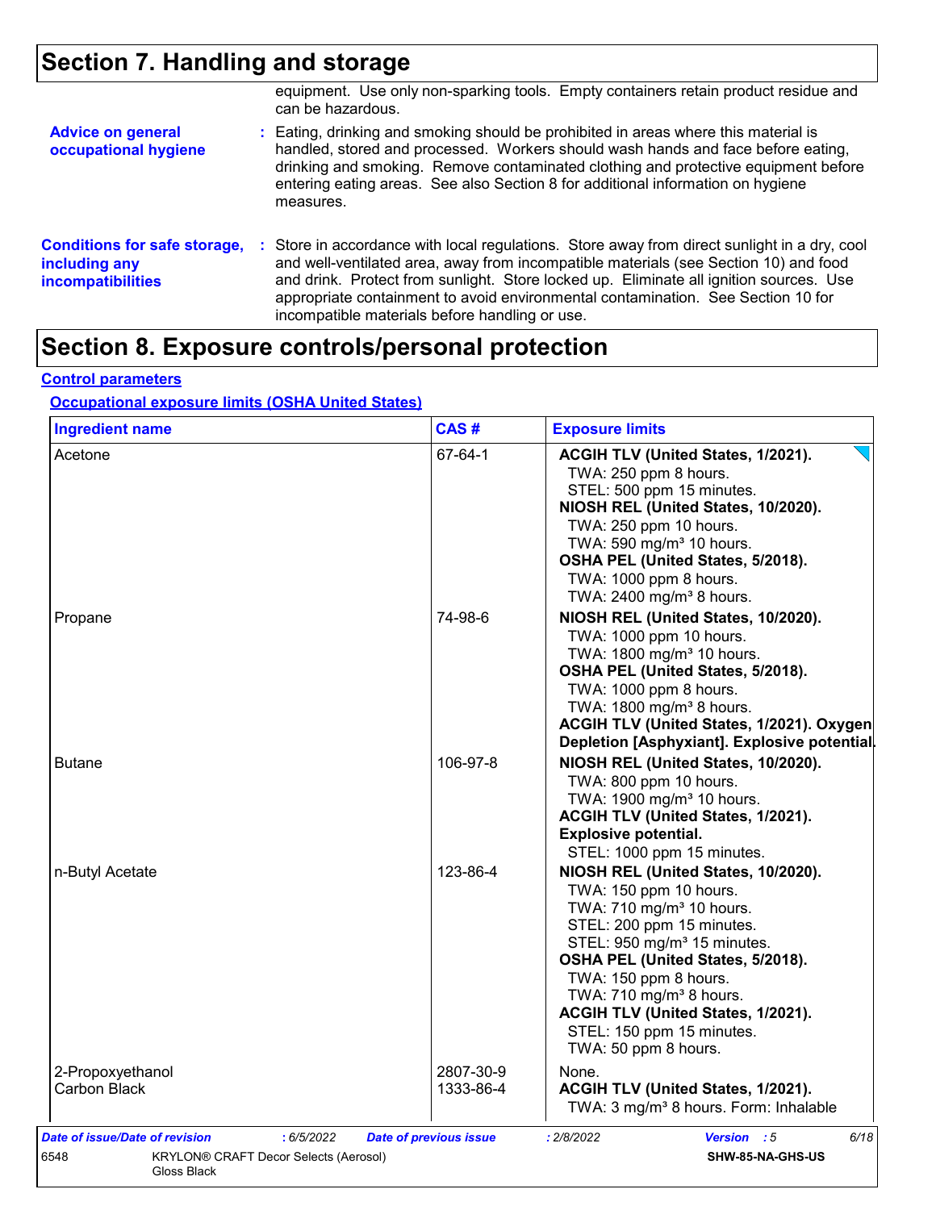## Section 7. Handling and storage

equipment. Use only non-sparking tools. Empty containers retain product residue and can be hazardous.

**Advice on general occupational hygiene** : Eating, drinking and smoking should be prohibited in areas where this material is handled, stored and processed. Workers should wash hands and face before eating, drinking and smoking. Remove contaminated clothing and protective equipment before entering eating areas. See also Section 8 for additional information on hygiene measures.

**Conditions for safe storage, including any incompatibilities** : Store in accordance with local regulations. Store away from direct sunlight in a dry, cool and well-ventilated area, away from incompatible materials (see Section 10) and food and drink. Protect from sunlight. Store locked up. Eliminate all ignition sources. Use appropriate containment to avoid environmental contamination. See Section 10 for incompatible materials before handling or use.

## Section 8. Exposure controls/personal protection

### Control parameters

#### Occupational exposure limits (OSHA United States)

| Ingredient name | CAS # | Exposure limits |
|---|---|---|
| Acetone | 67-64-1 | **ACGIH TLV (United States, 1/2021).**<br>TWA: 250 ppm 8 hours.<br>STEL: 500 ppm 15 minutes.<br>**NIOSH REL (United States, 10/2020).**<br>TWA: 250 ppm 10 hours.<br>TWA: 590 mg/m³ 10 hours.<br>**OSHA PEL (United States, 5/2018).**<br>TWA: 1000 ppm 8 hours.<br>TWA: 2400 mg/m³ 8 hours. |
| Propane | 74-98-6 | **NIOSH REL (United States, 10/2020).**<br>TWA: 1000 ppm 10 hours.<br>TWA: 1800 mg/m³ 10 hours.<br>**OSHA PEL (United States, 5/2018).**<br>TWA: 1000 ppm 8 hours.<br>TWA: 1800 mg/m³ 8 hours.<br>**ACGIH TLV (United States, 1/2021). Oxygen Depletion [Asphyxiant]. Explosive potential.** |
| Butane | 106-97-8 | **NIOSH REL (United States, 10/2020).**<br>TWA: 800 ppm 10 hours.<br>TWA: 1900 mg/m³ 10 hours.<br>**ACGIH TLV (United States, 1/2021). Explosive potential.**<br>STEL: 1000 ppm 15 minutes. |
| n-Butyl Acetate | 123-86-4 | **NIOSH REL (United States, 10/2020).**<br>TWA: 150 ppm 10 hours.<br>TWA: 710 mg/m³ 10 hours.<br>STEL: 200 ppm 15 minutes.<br>STEL: 950 mg/m³ 15 minutes.<br>**OSHA PEL (United States, 5/2018).**<br>TWA: 150 ppm 8 hours.<br>TWA: 710 mg/m³ 8 hours.<br>**ACGIH TLV (United States, 1/2021).**<br>STEL: 150 ppm 15 minutes.<br>TWA: 50 ppm 8 hours. |
| 2-Propoxyethanol | 2807-30-9 | None. |
| Carbon Black | 1333-86-4 | **ACGIH TLV (United States, 1/2021).**<br>TWA: 3 mg/m³ 8 hours. Form: Inhalable |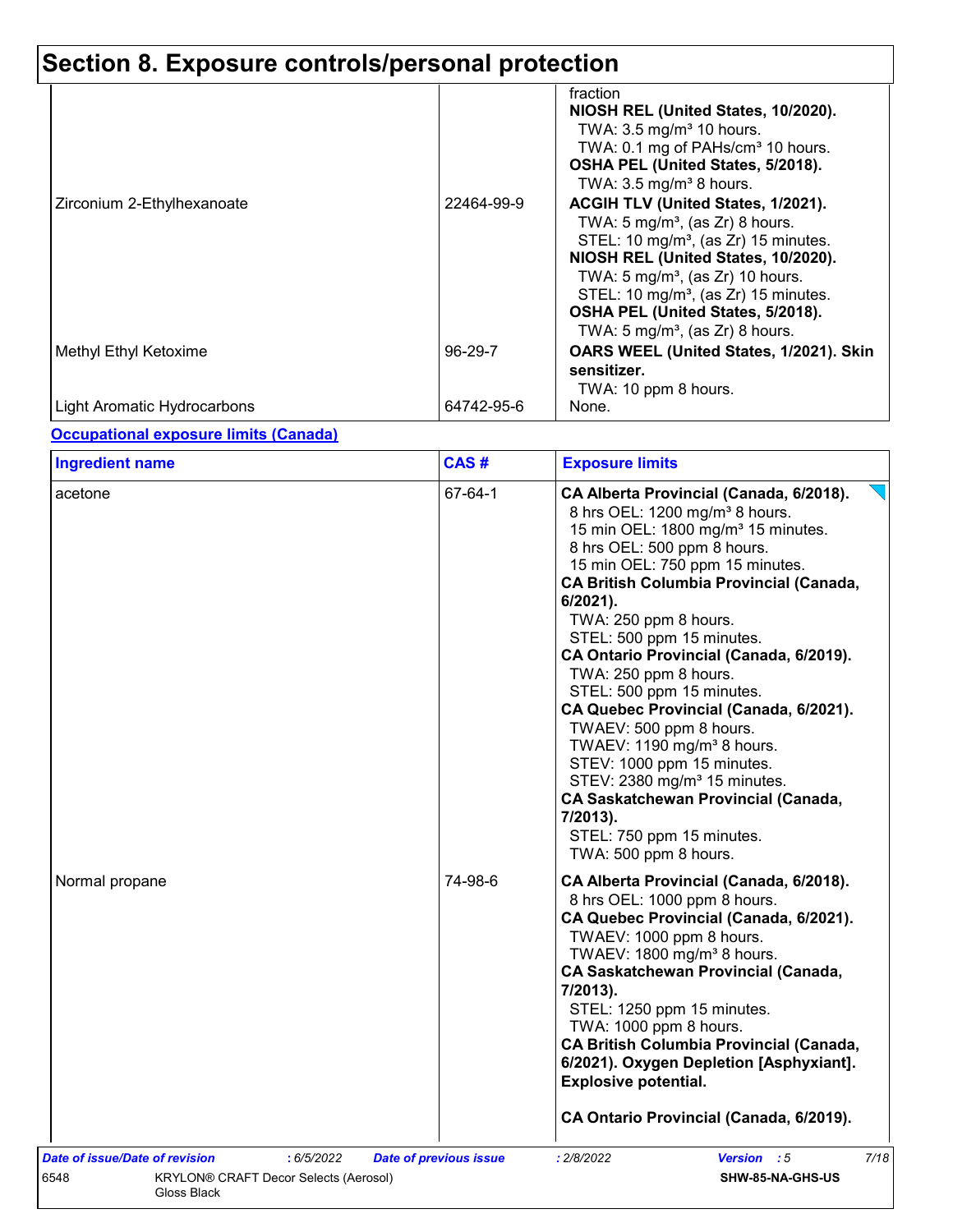# Section 8. Exposure controls/personal protection

| | | |
|---|---|---|
| | | fraction<br>**NIOSH REL (United States, 10/2020).**<br>TWA: 3.5 mg/m³ 10 hours.<br>TWA: 0.1 mg of PAHs/cm³ 10 hours.<br>**OSHA PEL (United States, 5/2018).**<br>TWA: 3.5 mg/m³ 8 hours. |
| Zirconium 2-Ethylhexanoate | 22464-99-9 | **ACGIH TLV (United States, 1/2021).**<br>TWA: 5 mg/m³, (as Zr) 8 hours.<br>STEL: 10 mg/m³, (as Zr) 15 minutes.<br>**NIOSH REL (United States, 10/2020).**<br>TWA: 5 mg/m³, (as Zr) 10 hours.<br>STEL: 10 mg/m³, (as Zr) 15 minutes.<br>**OSHA PEL (United States, 5/2018).**<br>TWA: 5 mg/m³, (as Zr) 8 hours. |
| Methyl Ethyl Ketoxime | 96-29-7 | **OARS WEEL (United States, 1/2021). Skin sensitizer.**<br>TWA: 10 ppm 8 hours. |
| Light Aromatic Hydrocarbons | 64742-95-6 | None. |

**Occupational exposure limits (Canada)**

| Ingredient name | CAS # | Exposure limits |
|---|---|---|
| acetone | 67-64-1 | **CA Alberta Provincial (Canada, 6/2018).**<br>8 hrs OEL: 1200 mg/m³ 8 hours.<br>15 min OEL: 1800 mg/m³ 15 minutes.<br>8 hrs OEL: 500 ppm 8 hours.<br>15 min OEL: 750 ppm 15 minutes.<br>**CA British Columbia Provincial (Canada, 6/2021).**<br>TWA: 250 ppm 8 hours.<br>STEL: 500 ppm 15 minutes.<br>**CA Ontario Provincial (Canada, 6/2019).**<br>TWA: 250 ppm 8 hours.<br>STEL: 500 ppm 15 minutes.<br>**CA Quebec Provincial (Canada, 6/2021).**<br>TWAEV: 500 ppm 8 hours.<br>TWAEV: 1190 mg/m³ 8 hours.<br>STEV: 1000 ppm 15 minutes.<br>STEV: 2380 mg/m³ 15 minutes.<br>**CA Saskatchewan Provincial (Canada, 7/2013).**<br>STEL: 750 ppm 15 minutes.<br>TWA: 500 ppm 8 hours. |
| Normal propane | 74-98-6 | **CA Alberta Provincial (Canada, 6/2018).**<br>8 hrs OEL: 1000 ppm 8 hours.<br>**CA Quebec Provincial (Canada, 6/2021).**<br>TWAEV: 1000 ppm 8 hours.<br>TWAEV: 1800 mg/m³ 8 hours.<br>**CA Saskatchewan Provincial (Canada, 7/2013).**<br>STEL: 1250 ppm 15 minutes.<br>TWA: 1000 ppm 8 hours.<br>**CA British Columbia Provincial (Canada, 6/2021). Oxygen Depletion [Asphyxiant]. Explosive potential.**<br>**CA Ontario Provincial (Canada, 6/2019).** |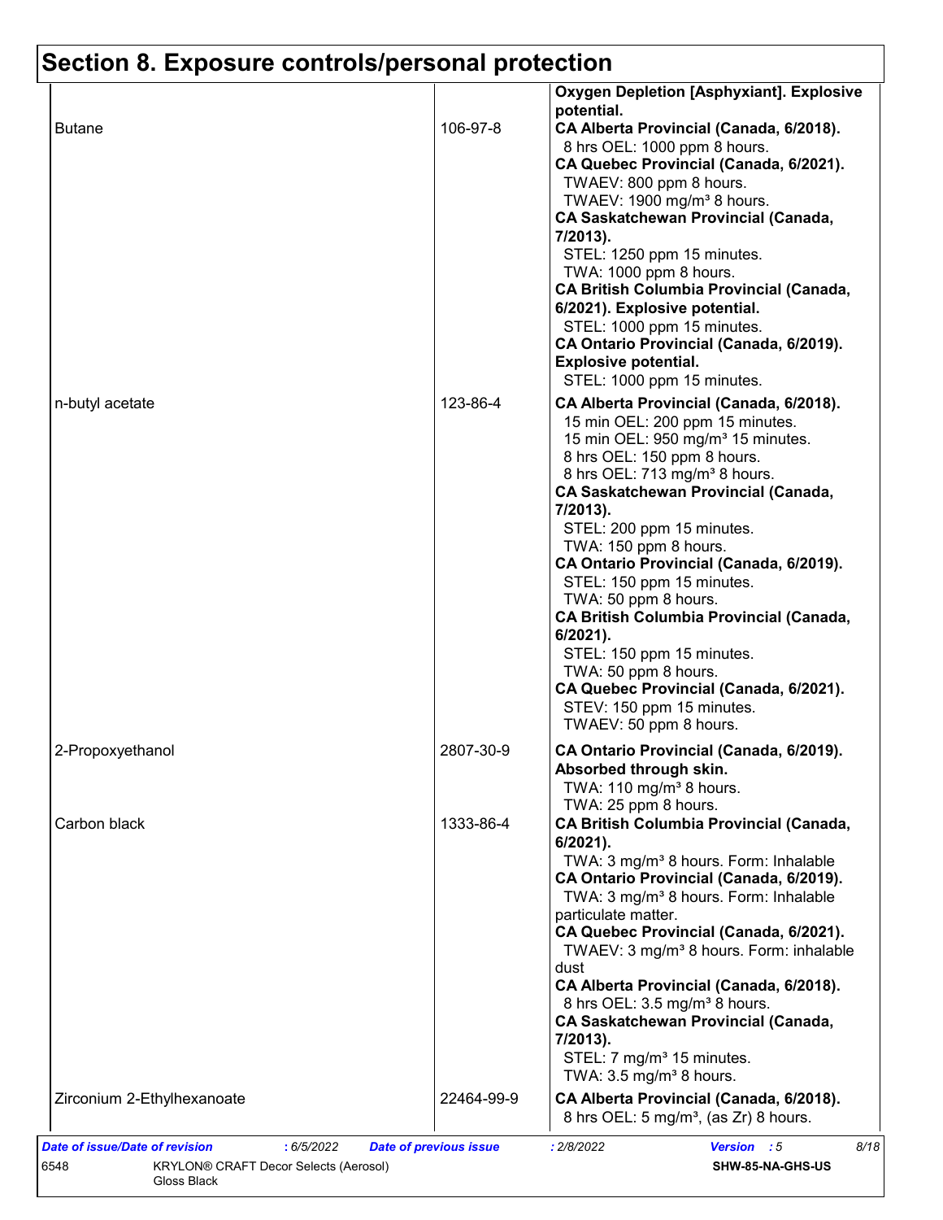# Section 8. Exposure controls/personal protection

| | | |
|---|---|---|
| | | **Oxygen Depletion [Asphyxiant]. Explosive potential.** |
| Butane | 106-97-8 | **CA Alberta Provincial (Canada, 6/2018).**<br>8 hrs OEL: 1000 ppm 8 hours.<br>**CA Quebec Provincial (Canada, 6/2021).**<br>TWAEV: 800 ppm 8 hours.<br>TWAEV: 1900 mg/m³ 8 hours.<br>**CA Saskatchewan Provincial (Canada, 7/2013).**<br>STEL: 1250 ppm 15 minutes.<br>TWA: 1000 ppm 8 hours.<br>**CA British Columbia Provincial (Canada, 6/2021). Explosive potential.**<br>STEL: 1000 ppm 15 minutes.<br>**CA Ontario Provincial (Canada, 6/2019). Explosive potential.**<br>STEL: 1000 ppm 15 minutes. |
| n-butyl acetate | 123-86-4 | **CA Alberta Provincial (Canada, 6/2018).**<br>15 min OEL: 200 ppm 15 minutes.<br>15 min OEL: 950 mg/m³ 15 minutes.<br>8 hrs OEL: 150 ppm 8 hours.<br>8 hrs OEL: 713 mg/m³ 8 hours.<br>**CA Saskatchewan Provincial (Canada, 7/2013).**<br>STEL: 200 ppm 15 minutes.<br>TWA: 150 ppm 8 hours.<br>**CA Ontario Provincial (Canada, 6/2019).**<br>STEL: 150 ppm 15 minutes.<br>TWA: 50 ppm 8 hours.<br>**CA British Columbia Provincial (Canada, 6/2021).**<br>STEL: 150 ppm 15 minutes.<br>TWA: 50 ppm 8 hours.<br>**CA Quebec Provincial (Canada, 6/2021).**<br>STEV: 150 ppm 15 minutes.<br>TWAEV: 50 ppm 8 hours. |
| 2-Propoxyethanol | 2807-30-9 | **CA Ontario Provincial (Canada, 6/2019). Absorbed through skin.**<br>TWA: 110 mg/m³ 8 hours.<br>TWA: 25 ppm 8 hours. |
| Carbon black | 1333-86-4 | **CA British Columbia Provincial (Canada, 6/2021).**<br>TWA: 3 mg/m³ 8 hours. Form: Inhalable<br>**CA Ontario Provincial (Canada, 6/2019).**<br>TWA: 3 mg/m³ 8 hours. Form: Inhalable particulate matter.<br>**CA Quebec Provincial (Canada, 6/2021).**<br>TWAEV: 3 mg/m³ 8 hours. Form: inhalable dust<br>**CA Alberta Provincial (Canada, 6/2018).**<br>8 hrs OEL: 3.5 mg/m³ 8 hours.<br>**CA Saskatchewan Provincial (Canada, 7/2013).**<br>STEL: 7 mg/m³ 15 minutes.<br>TWA: 3.5 mg/m³ 8 hours. |
| Zirconium 2-Ethylhexanoate | 22464-99-9 | **CA Alberta Provincial (Canada, 6/2018).**<br>8 hrs OEL: 5 mg/m³, (as Zr) 8 hours. |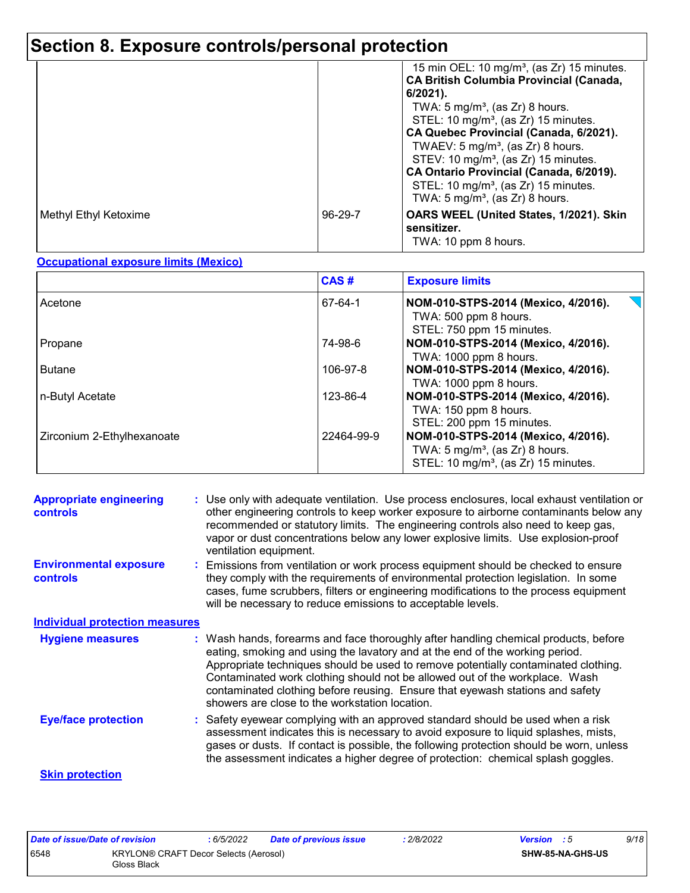# Section 8. Exposure controls/personal protection

| | | |
|---|---|---|
| | | 15 min OEL: 10 mg/m³, (as Zr) 15 minutes.<br>**CA British Columbia Provincial (Canada, 6/2021).**<br>TWA: 5 mg/m³, (as Zr) 8 hours.<br>STEL: 10 mg/m³, (as Zr) 15 minutes.<br>**CA Quebec Provincial (Canada, 6/2021).**<br>TWAEV: 5 mg/m³, (as Zr) 8 hours.<br>STEV: 10 mg/m³, (as Zr) 15 minutes.<br>**CA Ontario Provincial (Canada, 6/2019).**<br>STEL: 10 mg/m³, (as Zr) 15 minutes.<br>TWA: 5 mg/m³, (as Zr) 8 hours. |
| Methyl Ethyl Ketoxime | 96-29-7 | **OARS WEEL (United States, 1/2021). Skin sensitizer.**<br>TWA: 10 ppm 8 hours. |

**Occupational exposure limits (Mexico)**

| | CAS # | Exposure limits |
|---|---|---|
| Acetone | 67-64-1 | **NOM-010-STPS-2014 (Mexico, 4/2016).**<br>TWA: 500 ppm 8 hours.<br>STEL: 750 ppm 15 minutes. |
| Propane | 74-98-6 | **NOM-010-STPS-2014 (Mexico, 4/2016).**<br>TWA: 1000 ppm 8 hours. |
| Butane | 106-97-8 | **NOM-010-STPS-2014 (Mexico, 4/2016).**<br>TWA: 1000 ppm 8 hours. |
| n-Butyl Acetate | 123-86-4 | **NOM-010-STPS-2014 (Mexico, 4/2016).**<br>TWA: 150 ppm 8 hours.<br>STEL: 200 ppm 15 minutes. |
| Zirconium 2-Ethylhexanoate | 22464-99-9 | **NOM-010-STPS-2014 (Mexico, 4/2016).**<br>TWA: 5 mg/m³, (as Zr) 8 hours.<br>STEL: 10 mg/m³, (as Zr) 15 minutes. |

**Appropriate engineering controls** : Use only with adequate ventilation. Use process enclosures, local exhaust ventilation or other engineering controls to keep worker exposure to airborne contaminants below any recommended or statutory limits. The engineering controls also need to keep gas, vapor or dust concentrations below any lower explosive limits. Use explosion-proof ventilation equipment.

**Environmental exposure controls** : Emissions from ventilation or work process equipment should be checked to ensure they comply with the requirements of environmental protection legislation. In some cases, fume scrubbers, filters or engineering modifications to the process equipment will be necessary to reduce emissions to acceptable levels.

**Individual protection measures**

**Hygiene measures** : Wash hands, forearms and face thoroughly after handling chemical products, before eating, smoking and using the lavatory and at the end of the working period. Appropriate techniques should be used to remove potentially contaminated clothing. Contaminated work clothing should not be allowed out of the workplace. Wash contaminated clothing before reusing. Ensure that eyewash stations and safety showers are close to the workstation location.

**Eye/face protection** : Safety eyewear complying with an approved standard should be used when a risk assessment indicates this is necessary to avoid exposure to liquid splashes, mists, gases or dusts. If contact is possible, the following protection should be worn, unless the assessment indicates a higher degree of protection: chemical splash goggles.

**Skin protection**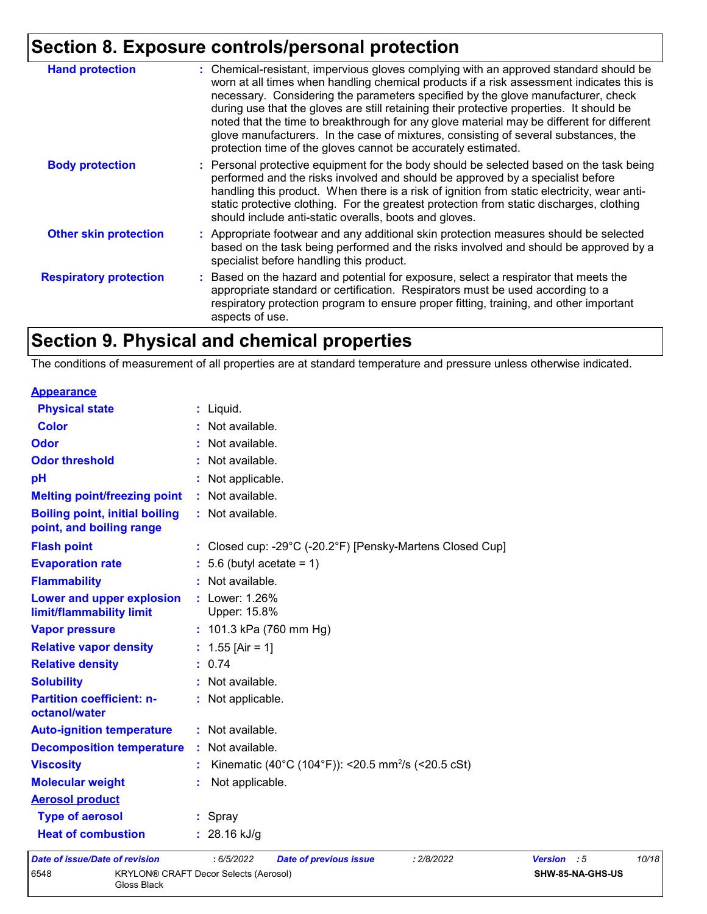## Section 8. Exposure controls/personal protection

| | |
|---|---|
| **Hand protection** | : Chemical-resistant, impervious gloves complying with an approved standard should be worn at all times when handling chemical products if a risk assessment indicates this is necessary. Considering the parameters specified by the glove manufacturer, check during use that the gloves are still retaining their protective properties. It should be noted that the time to breakthrough for any glove material may be different for different glove manufacturers. In the case of mixtures, consisting of several substances, the protection time of the gloves cannot be accurately estimated. |
| **Body protection** | : Personal protective equipment for the body should be selected based on the task being performed and the risks involved and should be approved by a specialist before handling this product. When there is a risk of ignition from static electricity, wear anti-static protective clothing. For the greatest protection from static discharges, clothing should include anti-static overalls, boots and gloves. |
| **Other skin protection** | : Appropriate footwear and any additional skin protection measures should be selected based on the task being performed and the risks involved and should be approved by a specialist before handling this product. |
| **Respiratory protection** | : Based on the hazard and potential for exposure, select a respirator that meets the appropriate standard or certification. Respirators must be used according to a respiratory protection program to ensure proper fitting, training, and other important aspects of use. |

## Section 9. Physical and chemical properties

The conditions of measurement of all properties are at standard temperature and pressure unless otherwise indicated.

**Appearance**

| | |
|---|---|
| **Physical state** | : Liquid. |
| **Color** | : Not available. |
| **Odor** | : Not available. |
| **Odor threshold** | : Not available. |
| **pH** | : Not applicable. |
| **Melting point/freezing point** | : Not available. |
| **Boiling point, initial boiling point, and boiling range** | : Not available. |
| **Flash point** | : Closed cup: -29°C (-20.2°F) [Pensky-Martens Closed Cup] |
| **Evaporation rate** | : 5.6 (butyl acetate = 1) |
| **Flammability** | : Not available. |
| **Lower and upper explosion limit/flammability limit** | : Lower: 1.26%<br>Upper: 15.8% |
| **Vapor pressure** | : 101.3 kPa (760 mm Hg) |
| **Relative vapor density** | : 1.55 [Air = 1] |
| **Relative density** | : 0.74 |
| **Solubility** | : Not available. |
| **Partition coefficient: n-octanol/water** | : Not applicable. |
| **Auto-ignition temperature** | : Not available. |
| **Decomposition temperature** | : Not available. |
| **Viscosity** | : Kinematic (40°C (104°F)): <20.5 $mm^2/s$ (<20.5 cSt) |
| **Molecular weight** | : Not applicable. |

**Aerosol product**

| | |
|---|---|
| **Type of aerosol** | : Spray |
| **Heat of combustion** | : 28.16 kJ/g |

*Date of issue/Date of revision* : 6/5/2022 *Date of previous issue* : 2/8/2022 *Version* : 5

6548 KRYLON® CRAFT Decor Selects (Aerosol) Gloss Black SHW-85-NA-GHS-US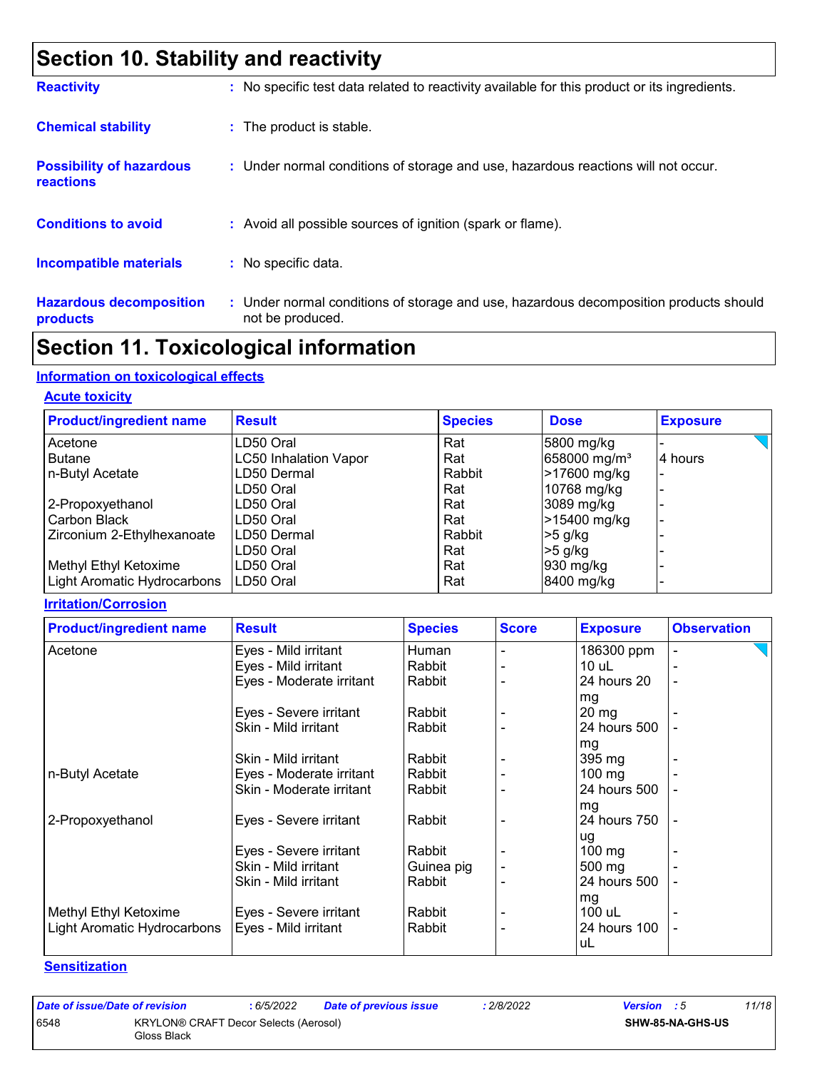# Section 10. Stability and reactivity

**Reactivity** : No specific test data related to reactivity available for this product or its ingredients.

**Chemical stability** : The product is stable.

**Possibility of hazardous reactions** : Under normal conditions of storage and use, hazardous reactions will not occur.

**Conditions to avoid** : Avoid all possible sources of ignition (spark or flame).

**Incompatible materials** : No specific data.

**Hazardous decomposition products** : Under normal conditions of storage and use, hazardous decomposition products should not be produced.

# Section 11. Toxicological information

## Information on toxicological effects

### Acute toxicity

| Product/ingredient name | Result | Species | Dose | Exposure |
|---|---|---|---|---|
| Acetone | LD50 Oral | Rat | 5800 mg/kg | - |
| Butane | LC50 Inhalation Vapor | Rat | 658000 mg/m³ | 4 hours |
| n-Butyl Acetate | LD50 Dermal | Rabbit | >17600 mg/kg | - |
| | LD50 Oral | Rat | 10768 mg/kg | - |
| 2-Propoxyethanol | LD50 Oral | Rat | 3089 mg/kg | - |
| Carbon Black | LD50 Oral | Rat | >15400 mg/kg | - |
| Zirconium 2-Ethylhexanoate | LD50 Dermal | Rabbit | >5 g/kg | - |
| | LD50 Oral | Rat | >5 g/kg | - |
| Methyl Ethyl Ketoxime | LD50 Oral | Rat | 930 mg/kg | - |
| Light Aromatic Hydrocarbons | LD50 Oral | Rat | 8400 mg/kg | - |

### Irritation/Corrosion

| Product/ingredient name | Result | Species | Score | Exposure | Observation |
|---|---|---|---|---|---|
| Acetone | Eyes - Mild irritant | Human | - | 186300 ppm | - |
| | Eyes - Mild irritant | Rabbit | - | 10 uL | - |
| | Eyes - Moderate irritant | Rabbit | - | 24 hours 20 mg | - |
| | Eyes - Severe irritant | Rabbit | - | 20 mg | - |
| | Skin - Mild irritant | Rabbit | - | 24 hours 500 mg | - |
| | Skin - Mild irritant | Rabbit | - | 395 mg | - |
| n-Butyl Acetate | Eyes - Moderate irritant | Rabbit | - | 100 mg | - |
| | Skin - Moderate irritant | Rabbit | - | 24 hours 500 mg | - |
| 2-Propoxyethanol | Eyes - Severe irritant | Rabbit | - | 24 hours 750 ug | - |
| | Eyes - Severe irritant | Rabbit | - | 100 mg | - |
| | Skin - Mild irritant | Guinea pig | - | 500 mg | - |
| | Skin - Mild irritant | Rabbit | - | 24 hours 500 mg | - |
| Methyl Ethyl Ketoxime | Eyes - Severe irritant | Rabbit | - | 100 uL | - |
| Light Aromatic Hydrocarbons | Eyes - Mild irritant | Rabbit | - | 24 hours 100 uL | - |

### Sensitization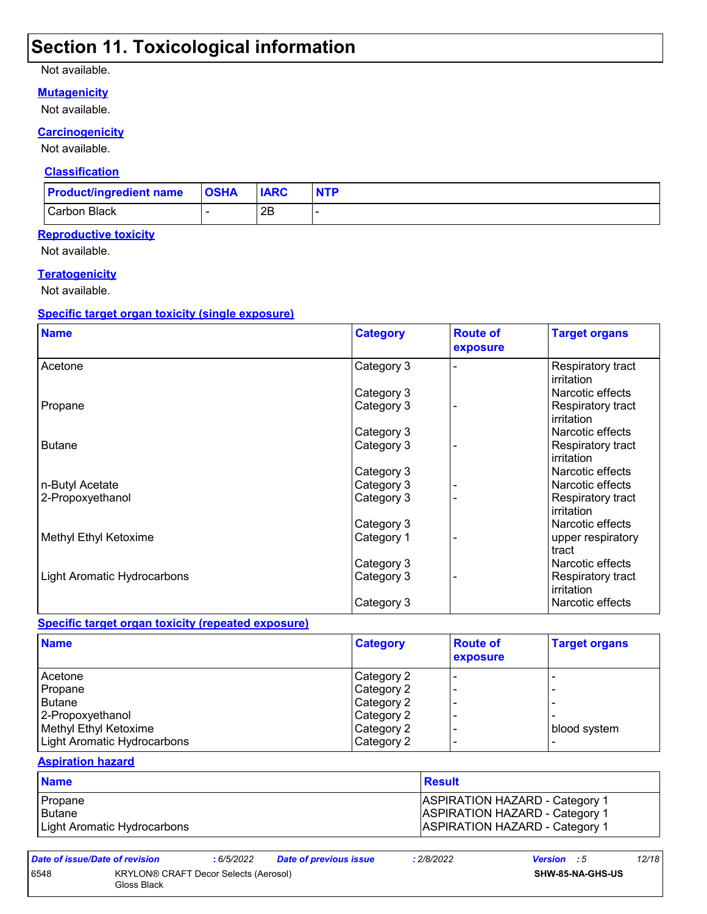# Section 11. Toxicological information

Not available.

### Mutagenicity

Not available.

### Carcinogenicity

Not available.

#### Classification

| Product/ingredient name | OSHA | IARC | NTP |
|---|---|---|---|
| Carbon Black | - | 2B | - |

### Reproductive toxicity

Not available.

### Teratogenicity

Not available.

### Specific target organ toxicity (single exposure)

| Name | Category | Route of exposure | Target organs |
|---|---|---|---|
| Acetone | Category 3 | - | Respiratory tract irritation |
| | Category 3 | | Narcotic effects |
| Propane | Category 3 | - | Respiratory tract irritation |
| | Category 3 | | Narcotic effects |
| Butane | Category 3 | - | Respiratory tract irritation |
| | Category 3 | | Narcotic effects |
| n-Butyl Acetate | Category 3 | - | Narcotic effects |
| 2-Propoxyethanol | Category 3 | - | Respiratory tract irritation |
| | Category 3 | | Narcotic effects |
| Methyl Ethyl Ketoxime | Category 1 | - | upper respiratory tract |
| | Category 3 | | Narcotic effects |
| Light Aromatic Hydrocarbons | Category 3 | - | Respiratory tract irritation |
| | Category 3 | | Narcotic effects |

### Specific target organ toxicity (repeated exposure)

| Name | Category | Route of exposure | Target organs |
|---|---|---|---|
| Acetone | Category 2 | - | - |
| Propane | Category 2 | - | - |
| Butane | Category 2 | - | - |
| 2-Propoxyethanol | Category 2 | - | - |
| Methyl Ethyl Ketoxime | Category 2 | - | blood system |
| Light Aromatic Hydrocarbons | Category 2 | - | - |

### Aspiration hazard

| Name | Result |
|---|---|
| Propane | ASPIRATION HAZARD - Category 1 |
| Butane | ASPIRATION HAZARD - Category 1 |
| Light Aromatic Hydrocarbons | ASPIRATION HAZARD - Category 1 |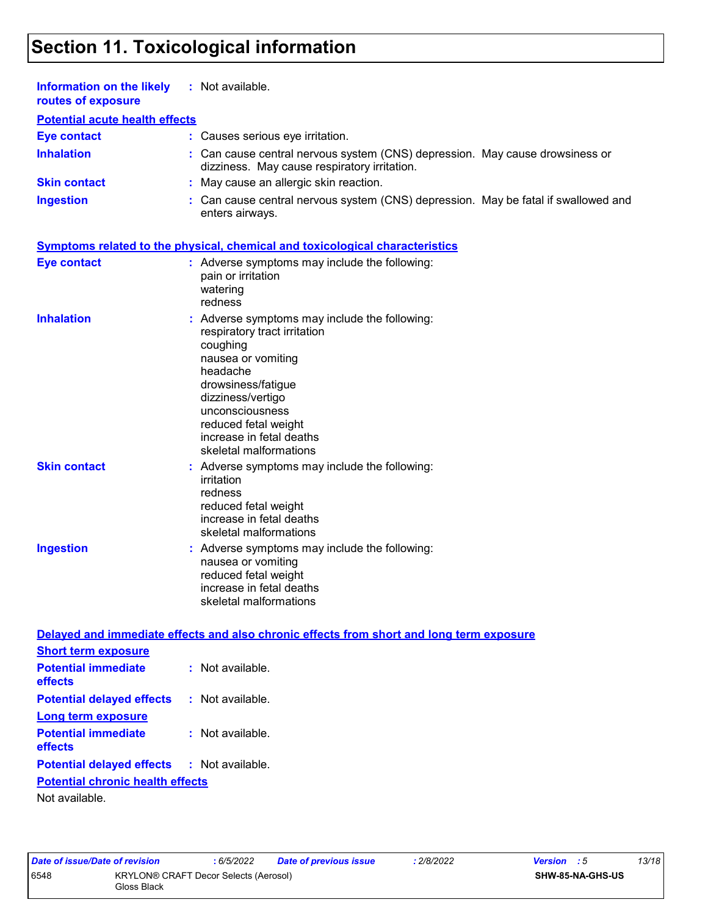# Section 11. Toxicological information

**Information on the likely routes of exposure** : Not available.

**Potential acute health effects**

**Eye contact** : Causes serious eye irritation.

**Inhalation** : Can cause central nervous system (CNS) depression. May cause drowsiness or dizziness. May cause respiratory irritation.

**Skin contact** : May cause an allergic skin reaction.

**Ingestion** : Can cause central nervous system (CNS) depression. May be fatal if swallowed and enters airways.

**Symptoms related to the physical, chemical and toxicological characteristics**

**Eye contact** : Adverse symptoms may include the following:
pain or irritation
watering
redness

**Inhalation** : Adverse symptoms may include the following:
respiratory tract irritation
coughing
nausea or vomiting
headache
drowsiness/fatigue
dizziness/vertigo
unconsciousness
reduced fetal weight
increase in fetal deaths
skeletal malformations

**Skin contact** : Adverse symptoms may include the following:
irritation
redness
reduced fetal weight
increase in fetal deaths
skeletal malformations

**Ingestion** : Adverse symptoms may include the following:
nausea or vomiting
reduced fetal weight
increase in fetal deaths
skeletal malformations

**Delayed and immediate effects and also chronic effects from short and long term exposure**

**Short term exposure**

**Potential immediate effects** : Not available.

**Potential delayed effects** : Not available.

**Long term exposure**

**Potential immediate effects** : Not available.

**Potential delayed effects** : Not available.

**Potential chronic health effects**

Not available.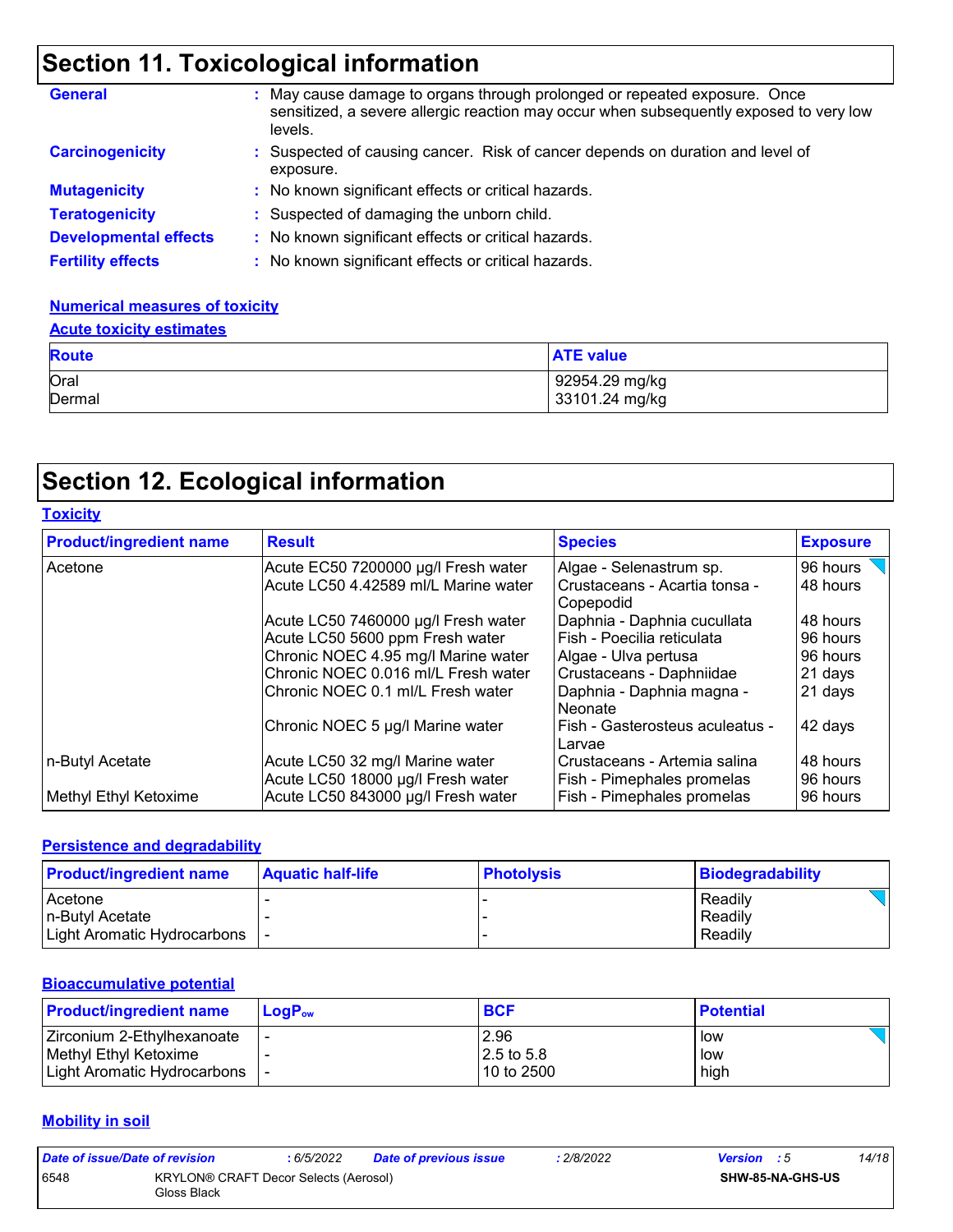## Section 11. Toxicological information

**General** : May cause damage to organs through prolonged or repeated exposure. Once sensitized, a severe allergic reaction may occur when subsequently exposed to very low levels.

**Carcinogenicity** : Suspected of causing cancer. Risk of cancer depends on duration and level of exposure.

**Mutagenicity** : No known significant effects or critical hazards.

**Teratogenicity** : Suspected of damaging the unborn child.

**Developmental effects** : No known significant effects or critical hazards.

**Fertility effects** : No known significant effects or critical hazards.

### Numerical measures of toxicity

#### Acute toxicity estimates

| Route | ATE value |
|---|---|
| Oral | 92954.29 mg/kg |
| Dermal | 33101.24 mg/kg |

## Section 12. Ecological information

### Toxicity

| Product/ingredient name | Result | Species | Exposure |
|---|---|---|---|
| Acetone | Acute EC50 7200000 µg/l Fresh water | Algae - Selenastrum sp. | 96 hours |
| | Acute LC50 4.42589 ml/L Marine water | Crustaceans - Acartia tonsa - Copepodid | 48 hours |
| | Acute LC50 7460000 µg/l Fresh water | Daphnia - Daphnia cucullata | 48 hours |
| | Acute LC50 5600 ppm Fresh water | Fish - Poecilia reticulata | 96 hours |
| | Chronic NOEC 4.95 mg/l Marine water | Algae - Ulva pertusa | 96 hours |
| | Chronic NOEC 0.016 ml/L Fresh water | Crustaceans - Daphniidae | 21 days |
| | Chronic NOEC 0.1 ml/L Fresh water | Daphnia - Daphnia magna - Neonate | 21 days |
| | Chronic NOEC 5 µg/l Marine water | Fish - Gasterosteus aculeatus - Larvae | 42 days |
| n-Butyl Acetate | Acute LC50 32 mg/l Marine water | Crustaceans - Artemia salina | 48 hours |
| | Acute LC50 18000 µg/l Fresh water | Fish - Pimephales promelas | 96 hours |
| Methyl Ethyl Ketoxime | Acute LC50 843000 µg/l Fresh water | Fish - Pimephales promelas | 96 hours |

### Persistence and degradability

| Product/ingredient name | Aquatic half-life | Photolysis | Biodegradability |
|---|---|---|---|
| Acetone | - | - | Readily |
| n-Butyl Acetate | - | - | Readily |
| Light Aromatic Hydrocarbons | - | - | Readily |

### Bioaccumulative potential

| Product/ingredient name | $LogP_{ow}$ | BCF | Potential |
|---|---|---|---|
| Zirconium 2-Ethylhexanoate | - | 2.96 | low |
| Methyl Ethyl Ketoxime | - | 2.5 to 5.8 | low |
| Light Aromatic Hydrocarbons | - | 10 to 2500 | high |

### Mobility in soil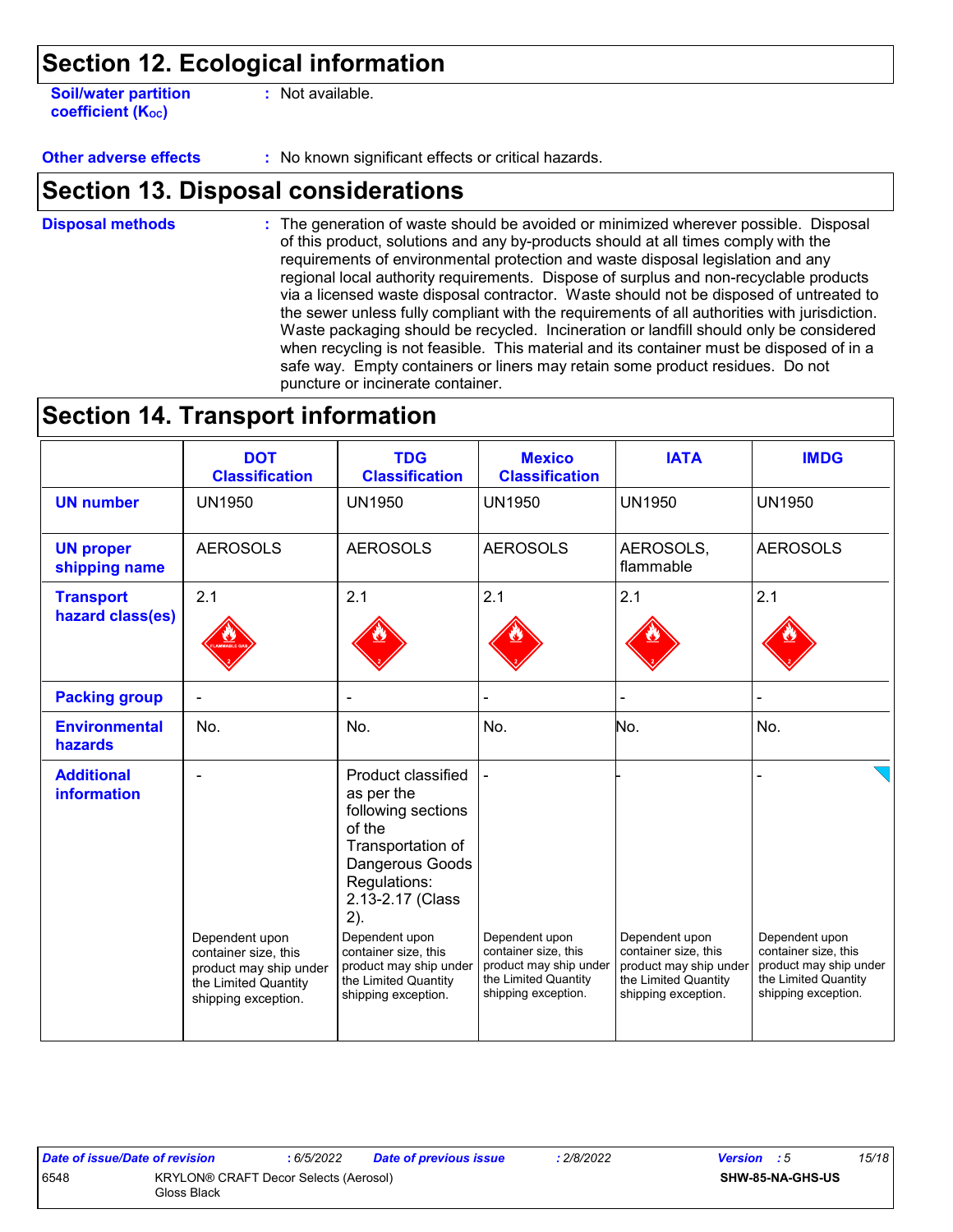## Section 12. Ecological information

**Soil/water partition coefficient ($K_{OC}$)** : Not available.

**Other adverse effects** : No known significant effects or critical hazards.

## Section 13. Disposal considerations

**Disposal methods** : The generation of waste should be avoided or minimized wherever possible. Disposal of this product, solutions and any by-products should at all times comply with the requirements of environmental protection and waste disposal legislation and any regional local authority requirements. Dispose of surplus and non-recyclable products via a licensed waste disposal contractor. Waste should not be disposed of untreated to the sewer unless fully compliant with the requirements of all authorities with jurisdiction. Waste packaging should be recycled. Incineration or landfill should only be considered when recycling is not feasible. This material and its container must be disposed of in a safe way. Empty containers or liners may retain some product residues. Do not puncture or incinerate container.

## Section 14. Transport information

| | DOT Classification | TDG Classification | Mexico Classification | IATA | IMDG |
|---|---|---|---|---|---|
| **UN number** | UN1950 | UN1950 | UN1950 | UN1950 | UN1950 |
| **UN proper shipping name** | AEROSOLS | AEROSOLS | AEROSOLS | AEROSOLS, flammable | AEROSOLS |
| **Transport hazard class(es)** | 2.1 | 2.1 | 2.1 | 2.1 | 2.1 |
| **Packing group** | - | - | - | - | - |
| **Environmental hazards** | No. | No. | No. | No. | No. |
| **Additional information** | - <br>Dependent upon container size, this product may ship under the Limited Quantity shipping exception. | Product classified as per the following sections of the Transportation of Dangerous Goods Regulations: 2.13-2.17 (Class 2).<br>Dependent upon container size, this product may ship under the Limited Quantity shipping exception. | - <br>Dependent upon container size, this product may ship under the Limited Quantity shipping exception. | - <br>Dependent upon container size, this product may ship under the Limited Quantity shipping exception. | - <br>Dependent upon container size, this product may ship under the Limited Quantity shipping exception. |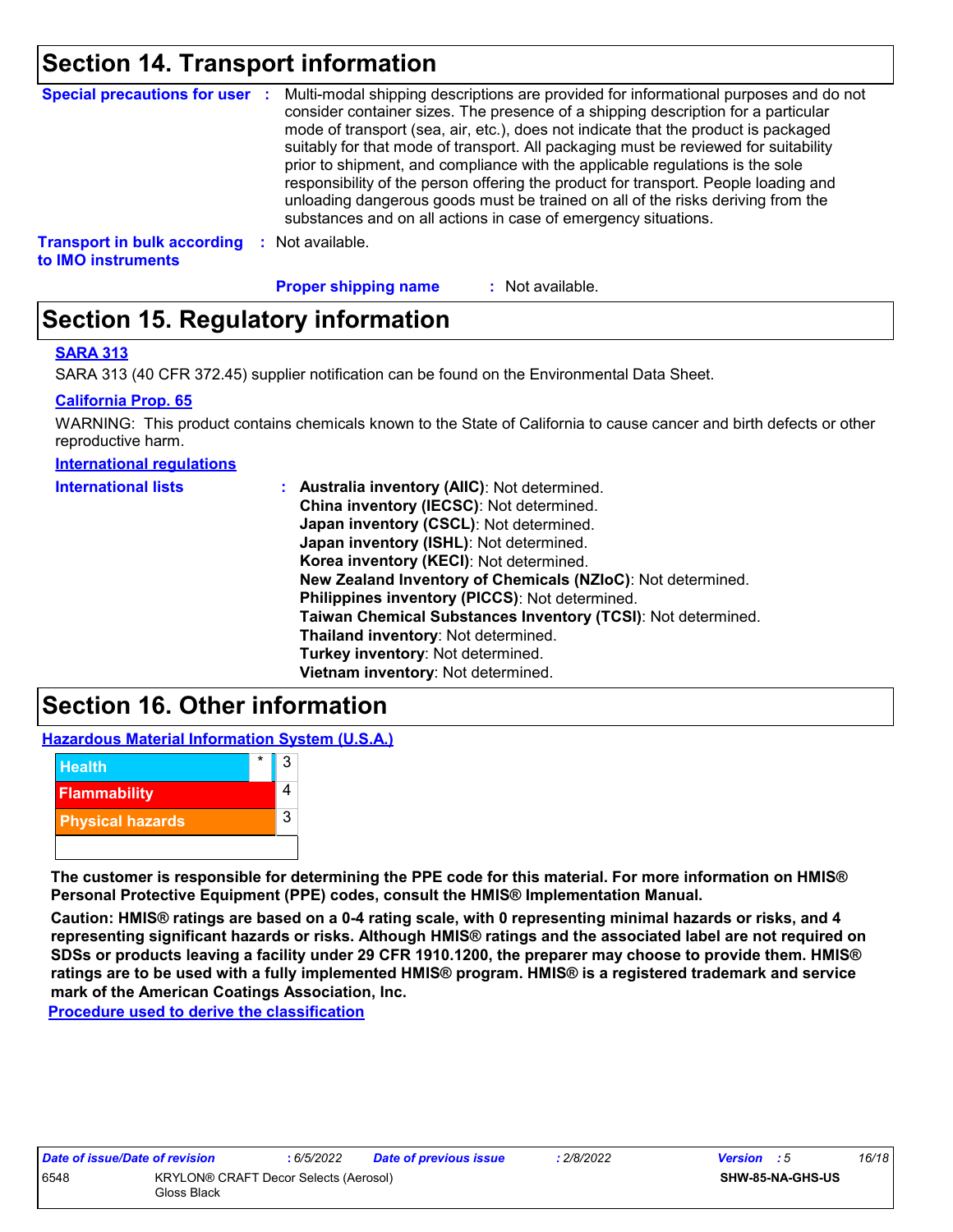# Section 14. Transport information

**Special precautions for user** : Multi-modal shipping descriptions are provided for informational purposes and do not consider container sizes. The presence of a shipping description for a particular mode of transport (sea, air, etc.), does not indicate that the product is packaged suitably for that mode of transport. All packaging must be reviewed for suitability prior to shipment, and compliance with the applicable regulations is the sole responsibility of the person offering the product for transport. People loading and unloading dangerous goods must be trained on all of the risks deriving from the substances and on all actions in case of emergency situations.

**Transport in bulk according to IMO instruments** : Not available.

**Proper shipping name** : Not available.

# Section 15. Regulatory information

**SARA 313**

SARA 313 (40 CFR 372.45) supplier notification can be found on the Environmental Data Sheet.

**California Prop. 65**

WARNING: This product contains chemicals known to the State of California to cause cancer and birth defects or other reproductive harm.

**International regulations**

**International lists** :
- **Australia inventory (AIIC)**: Not determined.
- **China inventory (IECSC)**: Not determined.
- **Japan inventory (CSCL)**: Not determined.
- **Japan inventory (ISHL)**: Not determined.
- **Korea inventory (KECI)**: Not determined.
- **New Zealand Inventory of Chemicals (NZIoC)**: Not determined.
- **Philippines inventory (PICCS)**: Not determined.
- **Taiwan Chemical Substances Inventory (TCSI)**: Not determined.
- **Thailand inventory**: Not determined.
- **Turkey inventory**: Not determined.
- **Vietnam inventory**: Not determined.

# Section 16. Other information

**Hazardous Material Information System (U.S.A.)**

| | | |
|---|---|---|
| Health | * | 3 |
| Flammability | | 4 |
| Physical hazards | | 3 |
| | | |

**The customer is responsible for determining the PPE code for this material. For more information on HMIS® Personal Protective Equipment (PPE) codes, consult the HMIS® Implementation Manual.**

**Caution: HMIS® ratings are based on a 0-4 rating scale, with 0 representing minimal hazards or risks, and 4 representing significant hazards or risks. Although HMIS® ratings and the associated label are not required on SDSs or products leaving a facility under 29 CFR 1910.1200, the preparer may choose to provide them. HMIS® ratings are to be used with a fully implemented HMIS® program. HMIS® is a registered trademark and service mark of the American Coatings Association, Inc.**

**Procedure used to derive the classification**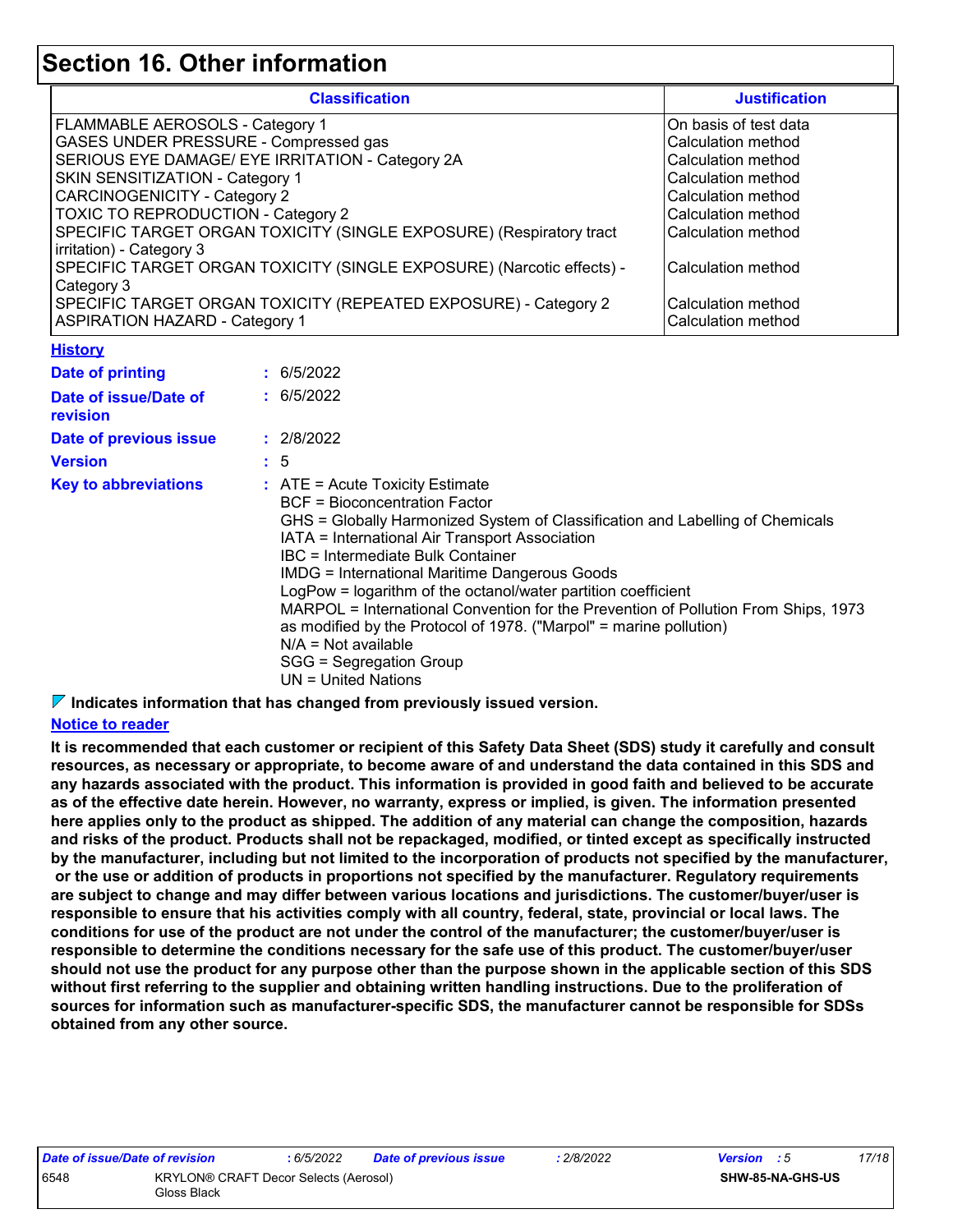# Section 16. Other information

| Classification | Justification |
|---|---|
| FLAMMABLE AEROSOLS - Category 1 | On basis of test data |
| GASES UNDER PRESSURE - Compressed gas | Calculation method |
| SERIOUS EYE DAMAGE/ EYE IRRITATION - Category 2A | Calculation method |
| SKIN SENSITIZATION - Category 1 | Calculation method |
| CARCINOGENICITY - Category 2 | Calculation method |
| TOXIC TO REPRODUCTION - Category 2 | Calculation method |
| SPECIFIC TARGET ORGAN TOXICITY (SINGLE EXPOSURE) (Respiratory tract irritation) - Category 3 | Calculation method |
| SPECIFIC TARGET ORGAN TOXICITY (SINGLE EXPOSURE) (Narcotic effects) - Category 3 | Calculation method |
| SPECIFIC TARGET ORGAN TOXICITY (REPEATED EXPOSURE) - Category 2 | Calculation method |
| ASPIRATION HAZARD - Category 1 | Calculation method |

**History**

**Date of printing** : 6/5/2022

**Date of issue/Date of revision** : 6/5/2022

**Date of previous issue** : 2/8/2022

**Version** : 5

**Key to abbreviations** : ATE = Acute Toxicity Estimate
BCF = Bioconcentration Factor
GHS = Globally Harmonized System of Classification and Labelling of Chemicals
IATA = International Air Transport Association
IBC = Intermediate Bulk Container
IMDG = International Maritime Dangerous Goods
LogPow = logarithm of the octanol/water partition coefficient
MARPOL = International Convention for the Prevention of Pollution From Ships, 1973 as modified by the Protocol of 1978. ("Marpol" = marine pollution)
N/A = Not available
SGG = Segregation Group
UN = United Nations

**Indicates information that has changed from previously issued version.**

**Notice to reader**

**It is recommended that each customer or recipient of this Safety Data Sheet (SDS) study it carefully and consult resources, as necessary or appropriate, to become aware of and understand the data contained in this SDS and any hazards associated with the product. This information is provided in good faith and believed to be accurate as of the effective date herein. However, no warranty, express or implied, is given. The information presented here applies only to the product as shipped. The addition of any material can change the composition, hazards and risks of the product. Products shall not be repackaged, modified, or tinted except as specifically instructed by the manufacturer, including but not limited to the incorporation of products not specified by the manufacturer, or the use or addition of products in proportions not specified by the manufacturer. Regulatory requirements are subject to change and may differ between various locations and jurisdictions. The customer/buyer/user is responsible to ensure that his activities comply with all country, federal, state, provincial or local laws. The conditions for use of the product are not under the control of the manufacturer; the customer/buyer/user is responsible to determine the conditions necessary for the safe use of this product. The customer/buyer/user should not use the product for any purpose other than the purpose shown in the applicable section of this SDS without first referring to the supplier and obtaining written handling instructions. Due to the proliferation of sources for information such as manufacturer-specific SDS, the manufacturer cannot be responsible for SDSs obtained from any other source.**